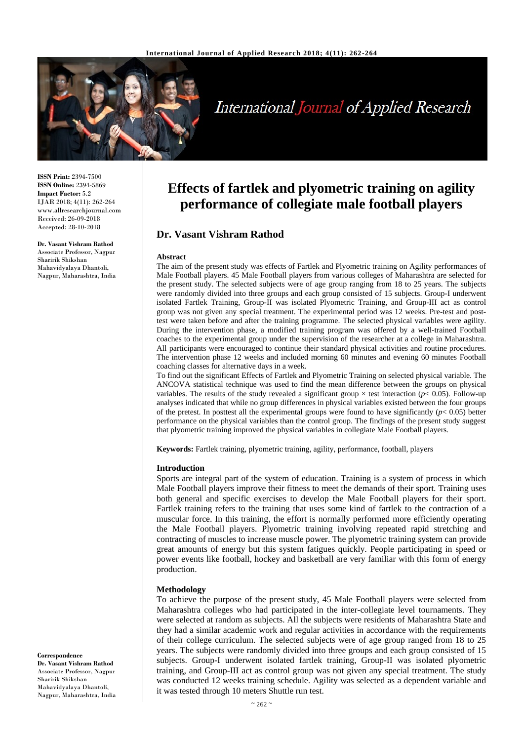**ISSN Print:** 2394-7500
**ISSN Online:** 2394-5869
**Impact Factor:** 5.2
IJAR 2018; 4(11): 262-264
www.allresearchjournal.com
Received: 26-09-2018
Accepted: 28-10-2018

**Dr. Vasant Vishram Rathod**
Associate Professor, Nagpur Sharirik Shikshan Mahavidyalaya Dhantoli, Nagpur, Maharashtra, India

**Correspondence**
**Dr. Vasant Vishram Rathod**
Associate Professor, Nagpur Sharirik Shikshan Mahavidyalaya Dhantoli, Nagpur, Maharashtra, India

# Effects of fartlek and plyometric training on agility performance of collegiate male football players

## Dr. Vasant Vishram Rathod

### Abstract

The aim of the present study was effects of Fartlek and Plyometric training on Agility performances of Male Football players. 45 Male Football players from various colleges of Maharashtra are selected for the present study. The selected subjects were of age group ranging from 18 to 25 years. The subjects were randomly divided into three groups and each group consisted of 15 subjects. Group-I underwent isolated Fartlek Training, Group-II was isolated Plyometric Training, and Group-III act as control group was not given any special treatment. The experimental period was 12 weeks. Pre-test and post-test were taken before and after the training programme. The selected physical variables were agility. During the intervention phase, a modified training program was offered by a well-trained Football coaches to the experimental group under the supervision of the researcher at a college in Maharashtra. All participants were encouraged to continue their standard physical activities and routine procedures. The intervention phase 12 weeks and included morning 60 minutes and evening 60 minutes Football coaching classes for alternative days in a week.

To find out the significant Effects of Fartlek and Plyometric Training on selected physical variable. The ANCOVA statistical technique was used to find the mean difference between the groups on physical variables. The results of the study revealed a significant group × test interaction ($p < 0.05$). Follow-up analyses indicated that while no group differences in physical variables existed between the four groups of the pretest. In posttest all the experimental groups were found to have significantly ($p < 0.05$) better performance on the physical variables than the control group. The findings of the present study suggest that plyometric training improved the physical variables in collegiate Male Football players.

**Keywords:** Fartlek training, plyometric training, agility, performance, football, players

### Introduction

Sports are integral part of the system of education. Training is a system of process in which Male Football players improve their fitness to meet the demands of their sport. Training uses both general and specific exercises to develop the Male Football players for their sport. Fartlek training refers to the training that uses some kind of fartlek to the contraction of a muscular force. In this training, the effort is normally performed more efficiently operating the Male Football players. Plyometric training involving repeated rapid stretching and contracting of muscles to increase muscle power. The plyometric training system can provide great amounts of energy but this system fatigues quickly. People participating in speed or power events like football, hockey and basketball are very familiar with this form of energy production.

### Methodology

To achieve the purpose of the present study, 45 Male Football players were selected from Maharashtra colleges who had participated in the inter-collegiate level tournaments. They were selected at random as subjects. All the subjects were residents of Maharashtra State and they had a similar academic work and regular activities in accordance with the requirements of their college curriculum. The selected subjects were of age group ranged from 18 to 25 years. The subjects were randomly divided into three groups and each group consisted of 15 subjects. Group-I underwent isolated fartlek training, Group-II was isolated plyometric training, and Group-III act as control group was not given any special treatment. The study was conducted 12 weeks training schedule. Agility was selected as a dependent variable and it was tested through 10 meters Shuttle run test.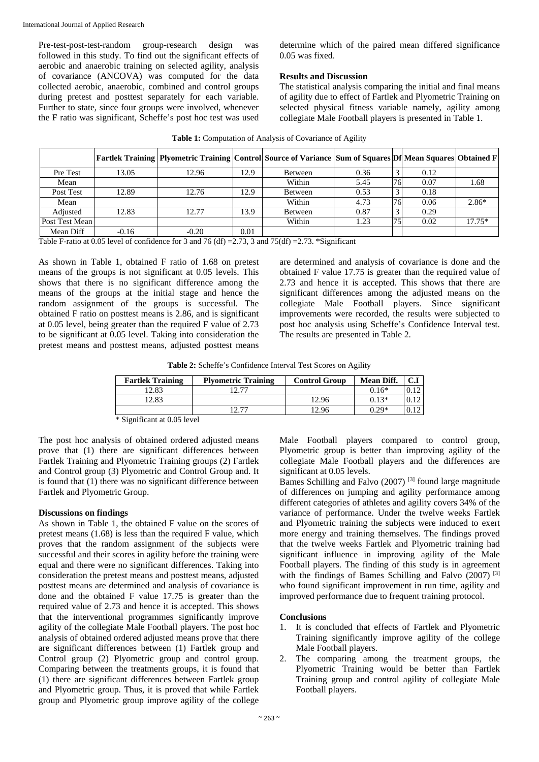Pre-test-post-test-random group-research design was followed in this study. To find out the significant effects of aerobic and anaerobic training on selected agility, analysis of covariance (ANCOVA) was computed for the data collected aerobic, anaerobic, combined and control groups during pretest and posttest separately for each variable. Further to state, since four groups were involved, whenever the F ratio was significant, Scheffe's post hoc test was used determine which of the paired mean differed significance 0.05 was fixed.

## Results and Discussion

The statistical analysis comparing the initial and final means of agility due to effect of Fartlek and Plyometric Training on selected physical fitness variable namely, agility among collegiate Male Football players is presented in Table 1.

**Table 1:** Computation of Analysis of Covariance of Agility

| | Fartlek Training | Plyometric Training | Control | Source of Variance | Sum of Squares | Df | Mean Squares | Obtained F |
|---|---|---|---|---|---|---|---|---|
| Pre Test | 13.05 | 12.96 | 12.9 | Between | 0.36 | 3 | 0.12 | |
| Mean | | | | Within | 5.45 | 76 | 0.07 | 1.68 |
| Post Test | 12.89 | 12.76 | 12.9 | Between | 0.53 | 3 | 0.18 | |
| Mean | | | | Within | 4.73 | 76 | 0.06 | 2.86* |
| Adjusted | 12.83 | 12.77 | 13.9 | Between | 0.87 | 3 | 0.29 | |
| Post Test Mean | | | | Within | 1.23 | 75 | 0.02 | 17.75* |
| Mean Diff | -0.16 | -0.20 | 0.01 | | | | | |

Table F-ratio at 0.05 level of confidence for 3 and 76 (df) =2.73, 3 and 75(df) =2.73. *Significant

As shown in Table 1, obtained F ratio of 1.68 on pretest means of the groups is not significant at 0.05 levels. This shows that there is no significant difference among the means of the groups at the initial stage and hence the random assignment of the groups is successful. The obtained F ratio on posttest means is 2.86, and is significant at 0.05 level, being greater than the required F value of 2.73 to be significant at 0.05 level. Taking into consideration the pretest means and posttest means, adjusted posttest means are determined and analysis of covariance is done and the obtained F value 17.75 is greater than the required value of 2.73 and hence it is accepted. This shows that there are significant differences among the adjusted means on the collegiate Male Football players. Since significant improvements were recorded, the results were subjected to post hoc analysis using Scheffe's Confidence Interval test. The results are presented in Table 2.

**Table 2:** Scheffe's Confidence Interval Test Scores on Agility

| Fartlek Training | Plyometric Training | Control Group | Mean Diff. | C.I |
|---|---|---|---|---|
| 12.83 | 12.77 | | 0.16* | 0.12 |
| 12.83 | | 12.96 | 0.13* | 0.12 |
| | 12.77 | 12.96 | 0.29* | 0.12 |

* Significant at 0.05 level

The post hoc analysis of obtained ordered adjusted means prove that (1) there are significant differences between Fartlek Training and Plyometric Training groups (2) Fartlek and Control group (3) Plyometric and Control Group and. It is found that (1) there was no significant difference between Fartlek and Plyometric Group.

### Discussions on findings

As shown in Table 1, the obtained F value on the scores of pretest means (1.68) is less than the required F value, which proves that the random assignment of the subjects were successful and their scores in agility before the training were equal and there were no significant differences. Taking into consideration the pretest means and posttest means, adjusted posttest means are determined and analysis of covariance is done and the obtained F value 17.75 is greater than the required value of 2.73 and hence it is accepted. This shows that the interventional programmes significantly improve agility of the collegiate Male Football players. The post hoc analysis of obtained ordered adjusted means prove that there are significant differences between (1) Fartlek group and Control group (2) Plyometric group and control group. Comparing between the treatments groups, it is found that (1) there are significant differences between Fartlek group and Plyometric group. Thus, it is proved that while Fartlek group and Plyometric group improve agility of the college Male Football players compared to control group, Plyometric group is better than improving agility of the collegiate Male Football players and the differences are significant at 0.05 levels.

Bames Schilling and Falvo (2007) [3] found large magnitude of differences on jumping and agility performance among different categories of athletes and agility covers 34% of the variance of performance. Under the twelve weeks Fartlek and Plyometric training the subjects were induced to exert more energy and training themselves. The findings proved that the twelve weeks Fartlek and Plyometric training had significant influence in improving agility of the Male Football players. The finding of this study is in agreement with the findings of Bames Schilling and Falvo (2007) [3] who found significant improvement in run time, agility and improved performance due to frequent training protocol.

### Conclusions

1. It is concluded that effects of Fartlek and Plyometric Training significantly improve agility of the college Male Football players.
2. The comparing among the treatment groups, the Plyometric Training would be better than Fartlek Training group and control agility of collegiate Male Football players.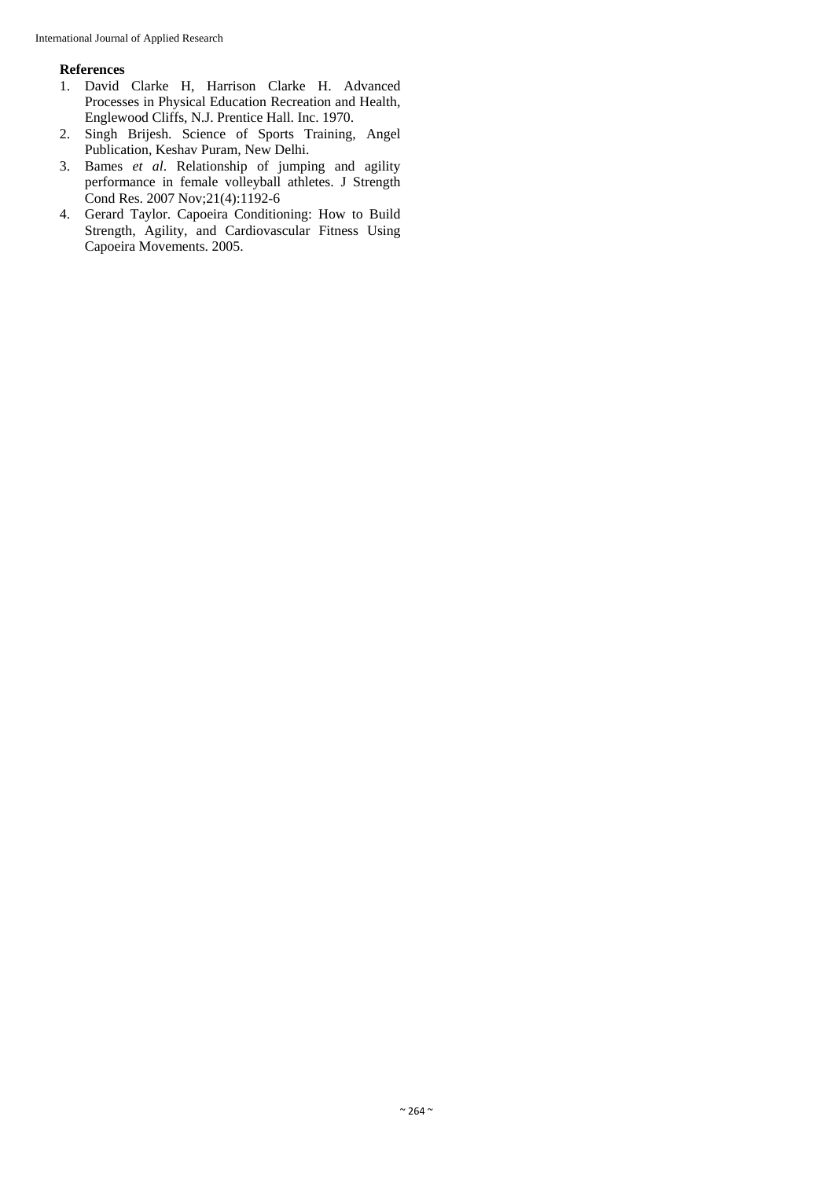**References**

1. David Clarke H, Harrison Clarke H. Advanced Processes in Physical Education Recreation and Health, Englewood Cliffs, N.J. Prentice Hall. Inc. 1970.
2. Singh Brijesh. Science of Sports Training, Angel Publication, Keshav Puram, New Delhi.
3. Bames *et al*. Relationship of jumping and agility performance in female volleyball athletes. J Strength Cond Res. 2007 Nov;21(4):1192-6
4. Gerard Taylor. Capoeira Conditioning: How to Build Strength, Agility, and Cardiovascular Fitness Using Capoeira Movements. 2005.